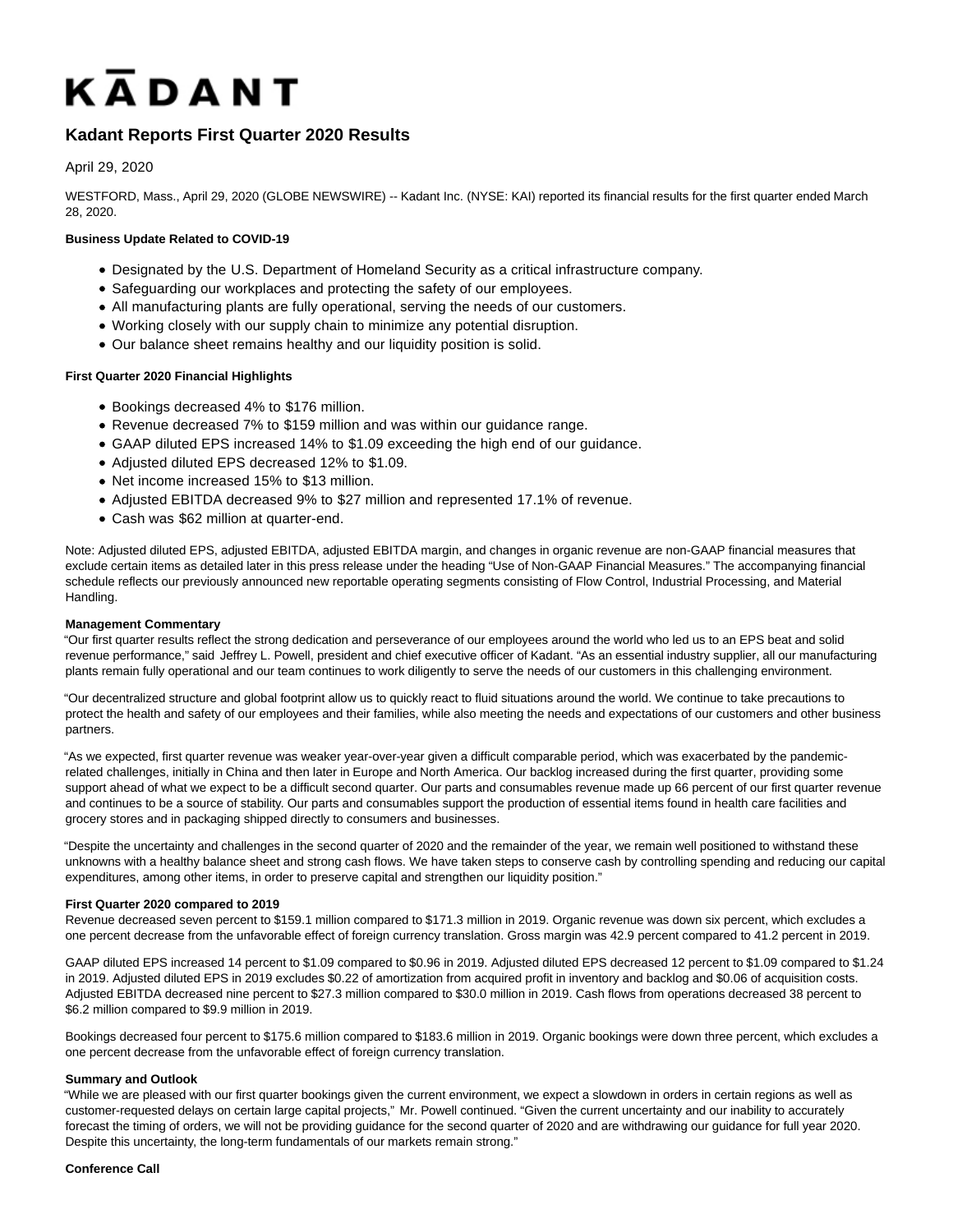# KĀDANT

## Kadant Reports First Quarter 2020 Results

April 29, 2020

WESTFORD, Mass., April 29, 2020 (GLOBE NEWSWIRE) -- Kadant Inc. (NYSE: KAI) reported its financial results for the first quarter ended March 28, 2020.

**Business Update Related to COVID-19**

- Designated by the U.S. Department of Homeland Security as a critical infrastructure company.
- Safeguarding our workplaces and protecting the safety of our employees.
- All manufacturing plants are fully operational, serving the needs of our customers.
- Working closely with our supply chain to minimize any potential disruption.
- Our balance sheet remains healthy and our liquidity position is solid.

**First Quarter 2020 Financial Highlights**

- Bookings decreased 4% to $176 million.
- Revenue decreased 7% to $159 million and was within our guidance range.
- GAAP diluted EPS increased 14% to $1.09 exceeding the high end of our guidance.
- Adjusted diluted EPS decreased 12% to $1.09.
- Net income increased 15% to $13 million.
- Adjusted EBITDA decreased 9% to $27 million and represented 17.1% of revenue.
- Cash was $62 million at quarter-end.

Note: Adjusted diluted EPS, adjusted EBITDA, adjusted EBITDA margin, and changes in organic revenue are non-GAAP financial measures that exclude certain items as detailed later in this press release under the heading "Use of Non-GAAP Financial Measures." The accompanying financial schedule reflects our previously announced new reportable operating segments consisting of Flow Control, Industrial Processing, and Material Handling.

**Management Commentary**

"Our first quarter results reflect the strong dedication and perseverance of our employees around the world who led us to an EPS beat and solid revenue performance," said Jeffrey L. Powell, president and chief executive officer of Kadant. "As an essential industry supplier, all our manufacturing plants remain fully operational and our team continues to work diligently to serve the needs of our customers in this challenging environment.

"Our decentralized structure and global footprint allow us to quickly react to fluid situations around the world. We continue to take precautions to protect the health and safety of our employees and their families, while also meeting the needs and expectations of our customers and other business partners.

"As we expected, first quarter revenue was weaker year-over-year given a difficult comparable period, which was exacerbated by the pandemic-related challenges, initially in China and then later in Europe and North America. Our backlog increased during the first quarter, providing some support ahead of what we expect to be a difficult second quarter. Our parts and consumables revenue made up 66 percent of our first quarter revenue and continues to be a source of stability. Our parts and consumables support the production of essential items found in health care facilities and grocery stores and in packaging shipped directly to consumers and businesses.

"Despite the uncertainty and challenges in the second quarter of 2020 and the remainder of the year, we remain well positioned to withstand these unknowns with a healthy balance sheet and strong cash flows. We have taken steps to conserve cash by controlling spending and reducing our capital expenditures, among other items, in order to preserve capital and strengthen our liquidity position."

**First Quarter 2020 compared to 2019**

Revenue decreased seven percent to $159.1 million compared to $171.3 million in 2019. Organic revenue was down six percent, which excludes a one percent decrease from the unfavorable effect of foreign currency translation. Gross margin was 42.9 percent compared to 41.2 percent in 2019.

GAAP diluted EPS increased 14 percent to $1.09 compared to $0.96 in 2019. Adjusted diluted EPS decreased 12 percent to $1.09 compared to $1.24 in 2019. Adjusted diluted EPS in 2019 excludes $0.22 of amortization from acquired profit in inventory and backlog and $0.06 of acquisition costs. Adjusted EBITDA decreased nine percent to $27.3 million compared to $30.0 million in 2019. Cash flows from operations decreased 38 percent to $6.2 million compared to $9.9 million in 2019.

Bookings decreased four percent to $175.6 million compared to $183.6 million in 2019. Organic bookings were down three percent, which excludes a one percent decrease from the unfavorable effect of foreign currency translation.

**Summary and Outlook**

"While we are pleased with our first quarter bookings given the current environment, we expect a slowdown in orders in certain regions as well as customer-requested delays on certain large capital projects," Mr. Powell continued. "Given the current uncertainty and our inability to accurately forecast the timing of orders, we will not be providing guidance for the second quarter of 2020 and are withdrawing our guidance for full year 2020. Despite this uncertainty, the long-term fundamentals of our markets remain strong."

**Conference Call**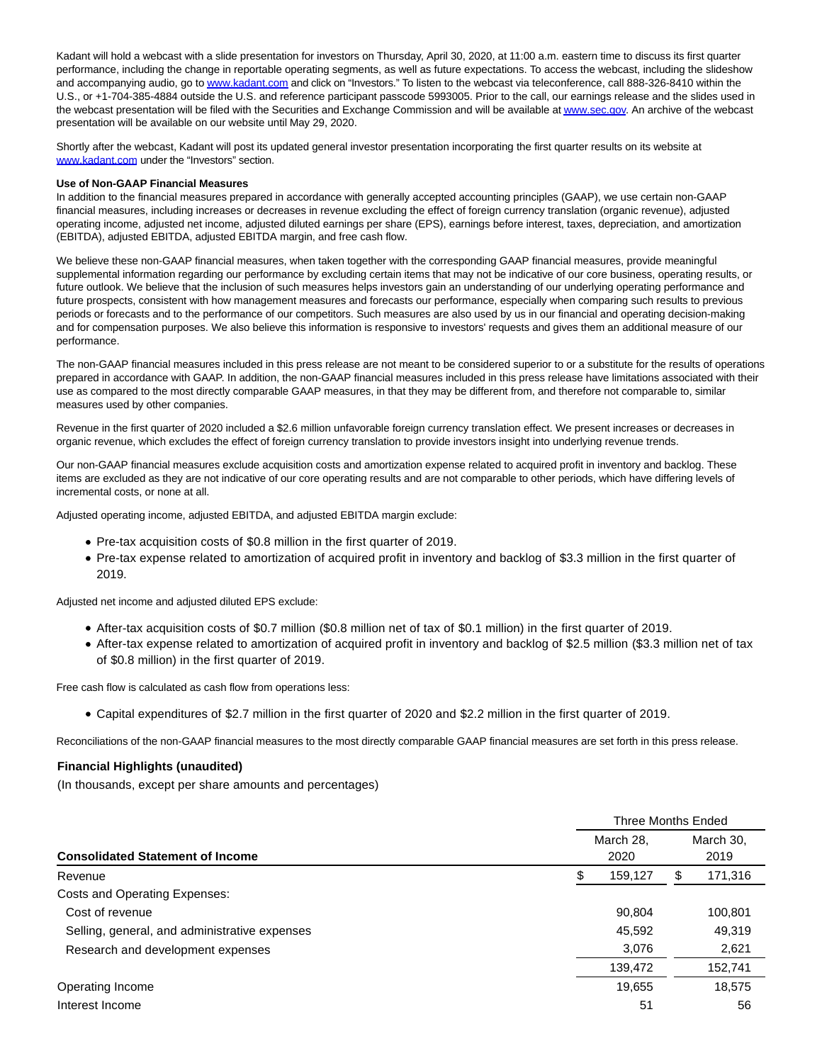Kadant will hold a webcast with a slide presentation for investors on Thursday, April 30, 2020, at 11:00 a.m. eastern time to discuss its first quarter performance, including the change in reportable operating segments, as well as future expectations. To access the webcast, including the slideshow and accompanying audio, go to www.kadant.com and click on "Investors." To listen to the webcast via teleconference, call 888-326-8410 within the U.S., or +1-704-385-4884 outside the U.S. and reference participant passcode 5993005. Prior to the call, our earnings release and the slides used in the webcast presentation will be filed with the Securities and Exchange Commission and will be available at www.sec.gov. An archive of the webcast presentation will be available on our website until May 29, 2020.

Shortly after the webcast, Kadant will post its updated general investor presentation incorporating the first quarter results on its website at www.kadant.com under the "Investors" section.

**Use of Non-GAAP Financial Measures**

In addition to the financial measures prepared in accordance with generally accepted accounting principles (GAAP), we use certain non-GAAP financial measures, including increases or decreases in revenue excluding the effect of foreign currency translation (organic revenue), adjusted operating income, adjusted net income, adjusted diluted earnings per share (EPS), earnings before interest, taxes, depreciation, and amortization (EBITDA), adjusted EBITDA, adjusted EBITDA margin, and free cash flow.

We believe these non-GAAP financial measures, when taken together with the corresponding GAAP financial measures, provide meaningful supplemental information regarding our performance by excluding certain items that may not be indicative of our core business, operating results, or future outlook. We believe that the inclusion of such measures helps investors gain an understanding of our underlying operating performance and future prospects, consistent with how management measures and forecasts our performance, especially when comparing such results to previous periods or forecasts and to the performance of our competitors. Such measures are also used by us in our financial and operating decision-making and for compensation purposes. We also believe this information is responsive to investors' requests and gives them an additional measure of our performance.

The non-GAAP financial measures included in this press release are not meant to be considered superior to or a substitute for the results of operations prepared in accordance with GAAP. In addition, the non-GAAP financial measures included in this press release have limitations associated with their use as compared to the most directly comparable GAAP measures, in that they may be different from, and therefore not comparable to, similar measures used by other companies.

Revenue in the first quarter of 2020 included a $2.6 million unfavorable foreign currency translation effect. We present increases or decreases in organic revenue, which excludes the effect of foreign currency translation to provide investors insight into underlying revenue trends.

Our non-GAAP financial measures exclude acquisition costs and amortization expense related to acquired profit in inventory and backlog. These items are excluded as they are not indicative of our core operating results and are not comparable to other periods, which have differing levels of incremental costs, or none at all.

Adjusted operating income, adjusted EBITDA, and adjusted EBITDA margin exclude:

- Pre-tax acquisition costs of $0.8 million in the first quarter of 2019.
- Pre-tax expense related to amortization of acquired profit in inventory and backlog of $3.3 million in the first quarter of 2019.

Adjusted net income and adjusted diluted EPS exclude:

- After-tax acquisition costs of $0.7 million ($0.8 million net of tax of $0.1 million) in the first quarter of 2019.
- After-tax expense related to amortization of acquired profit in inventory and backlog of $2.5 million ($3.3 million net of tax of $0.8 million) in the first quarter of 2019.

Free cash flow is calculated as cash flow from operations less:

- Capital expenditures of $2.7 million in the first quarter of 2020 and $2.2 million in the first quarter of 2019.

Reconciliations of the non-GAAP financial measures to the most directly comparable GAAP financial measures are set forth in this press release.

**Financial Highlights (unaudited)**

(In thousands, except per share amounts and percentages)

| | Three Months Ended | |
|---|---|---|
| **Consolidated Statement of Income** | March 28, 2020 | March 30, 2019 |
| Revenue | $ 159,127 | $ 171,316 |
| Costs and Operating Expenses: | | |
| Cost of revenue | 90,804 | 100,801 |
| Selling, general, and administrative expenses | 45,592 | 49,319 |
| Research and development expenses | 3,076 | 2,621 |
| | 139,472 | 152,741 |
| Operating Income | 19,655 | 18,575 |
| Interest Income | 51 | 56 |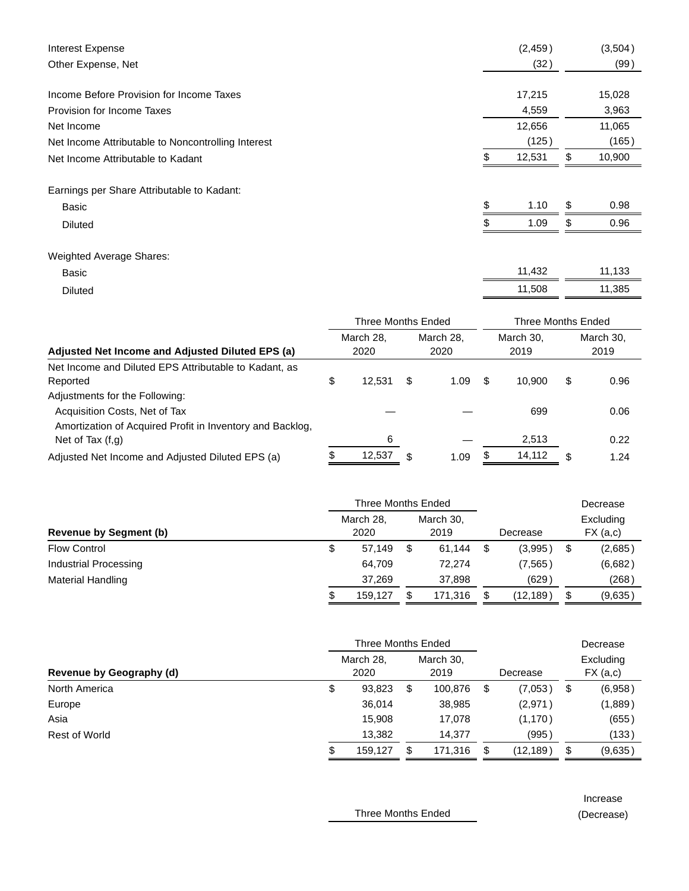| | | |
|---|---|---|
| Interest Expense | (2,459) | (3,504) |
| Other Expense, Net | (32) | (99) |
| Income Before Provision for Income Taxes | 17,215 | 15,028 |
| Provision for Income Taxes | 4,559 | 3,963 |
| Net Income | 12,656 | 11,065 |
| Net Income Attributable to Noncontrolling Interest | (125) | (165) |
| Net Income Attributable to Kadant | $ 12,531 | $ 10,900 |
| Earnings per Share Attributable to Kadant: | | |
| Basic | $ 1.10 | $ 0.98 |
| Diluted | $ 1.09 | $ 0.96 |
| Weighted Average Shares: | | |
| Basic | 11,432 | 11,133 |
| Diluted | 11,508 | 11,385 |

| | Three Months Ended | | Three Months Ended | |
|---|---|---|---|---|
| **Adjusted Net Income and Adjusted Diluted EPS (a)** | March 28, 2020 | March 28, 2020 | March 30, 2019 | March 30, 2019 |
| Net Income and Diluted EPS Attributable to Kadant, as Reported | $ 12,531 | $ 1.09 | $ 10,900 | $ 0.96 |
| Adjustments for the Following: | | | | |
| Acquisition Costs, Net of Tax | — | — | 699 | 0.06 |
| Amortization of Acquired Profit in Inventory and Backlog, Net of Tax (f,g) | 6 | — | 2,513 | 0.22 |
| Adjusted Net Income and Adjusted Diluted EPS (a) | $ 12,537 | $ 1.09 | $ 14,112 | $ 1.24 |

| | Three Months Ended | | | Decrease |
|---|---|---|---|---|
| **Revenue by Segment (b)** | March 28, 2020 | March 30, 2019 | Decrease | Excluding FX (a,c) |
| Flow Control | $ 57,149 | $ 61,144 | $ (3,995) | $ (2,685) |
| Industrial Processing | 64,709 | 72,274 | (7,565) | (6,682) |
| Material Handling | 37,269 | 37,898 | (629) | (268) |
| | $ 159,127 | $ 171,316 | $ (12,189) | $ (9,635) |

| | Three Months Ended | | | Decrease |
|---|---|---|---|---|
| **Revenue by Geography (d)** | March 28, 2020 | March 30, 2019 | Decrease | Excluding FX (a,c) |
| North America | $ 93,823 | $ 100,876 | $ (7,053) | $ (6,958) |
| Europe | 36,014 | 38,985 | (2,971) | (1,889) |
| Asia | 15,908 | 17,078 | (1,170) | (655) |
| Rest of World | 13,382 | 14,377 | (995) | (133) |
| | $ 159,127 | $ 171,316 | $ (12,189) | $ (9,635) |

| | Three Months Ended | | | Increase (Decrease) |
|---|---|---|---|---|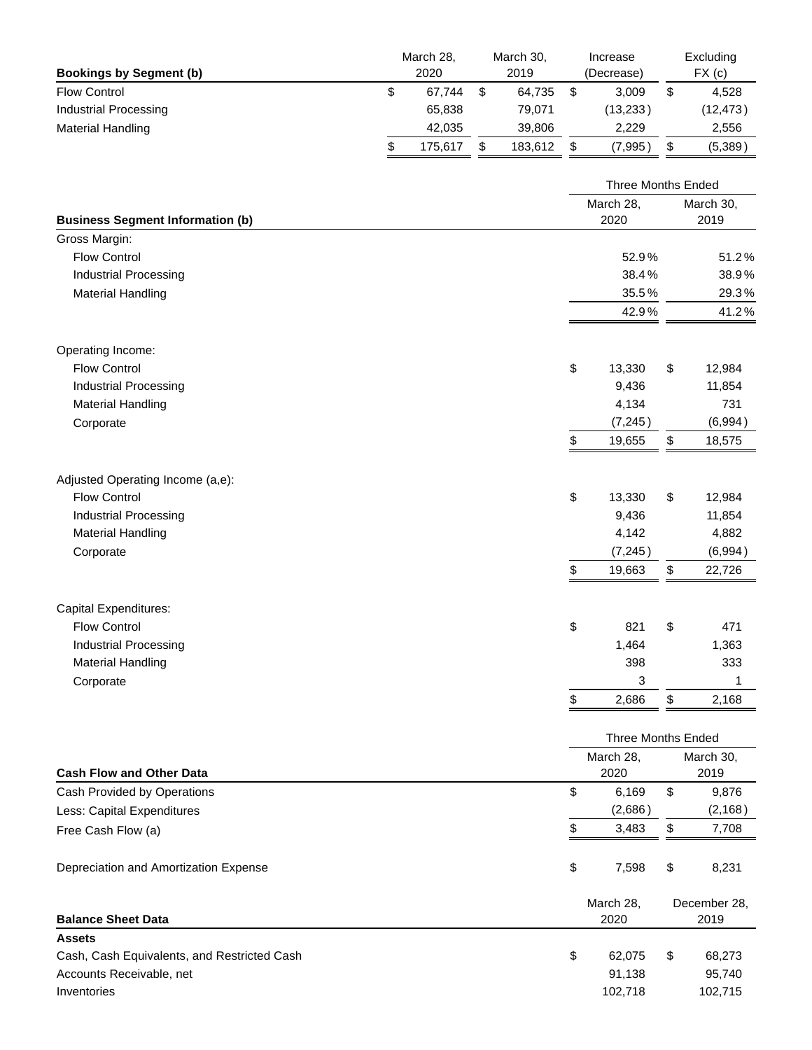| **Bookings by Segment (b)** | March 28, 2020 | March 30, 2019 | Increase (Decrease) | Excluding FX (c) |
|---|---|---|---|---|
| Flow Control | $ 67,744 | $ 64,735 | $ 3,009 | $ 4,528 |
| Industrial Processing | 65,838 | 79,071 | (13,233) | (12,473) |
| Material Handling | 42,035 | 39,806 | 2,229 | 2,556 |
| | $ 175,617 | $ 183,612 | $ (7,995) | $ (5,389) |

| | Three Months Ended | |
|---|---|---|
| **Business Segment Information (b)** | March 28, 2020 | March 30, 2019 |
| Gross Margin: | | |
| Flow Control | 52.9% | 51.2% |
| Industrial Processing | 38.4% | 38.9% |
| Material Handling | 35.5% | 29.3% |
| | 42.9% | 41.2% |
| | | |
| Operating Income: | | |
| Flow Control | $ 13,330 | $ 12,984 |
| Industrial Processing | 9,436 | 11,854 |
| Material Handling | 4,134 | 731 |
| Corporate | (7,245) | (6,994) |
| | $ 19,655 | $ 18,575 |
| | | |
| Adjusted Operating Income (a,e): | | |
| Flow Control | $ 13,330 | $ 12,984 |
| Industrial Processing | 9,436 | 11,854 |
| Material Handling | 4,142 | 4,882 |
| Corporate | (7,245) | (6,994) |
| | $ 19,663 | $ 22,726 |
| | | |
| Capital Expenditures: | | |
| Flow Control | $ 821 | $ 471 |
| Industrial Processing | 1,464 | 1,363 |
| Material Handling | 398 | 333 |
| Corporate | 3 | 1 |
| | $ 2,686 | $ 2,168 |

| | Three Months Ended | |
|---|---|---|
| **Cash Flow and Other Data** | March 28, 2020 | March 30, 2019 |
| Cash Provided by Operations | $ 6,169 | $ 9,876 |
| Less: Capital Expenditures | (2,686) | (2,168) |
| Free Cash Flow (a) | $ 3,483 | $ 7,708 |
| | | |
| Depreciation and Amortization Expense | $ 7,598 | $ 8,231 |

| **Balance Sheet Data** | March 28, 2020 | December 28, 2019 |
|---|---|---|
| **Assets** | | |
| Cash, Cash Equivalents, and Restricted Cash | $ 62,075 | $ 68,273 |
| Accounts Receivable, net | 91,138 | 95,740 |
| Inventories | 102,718 | 102,715 |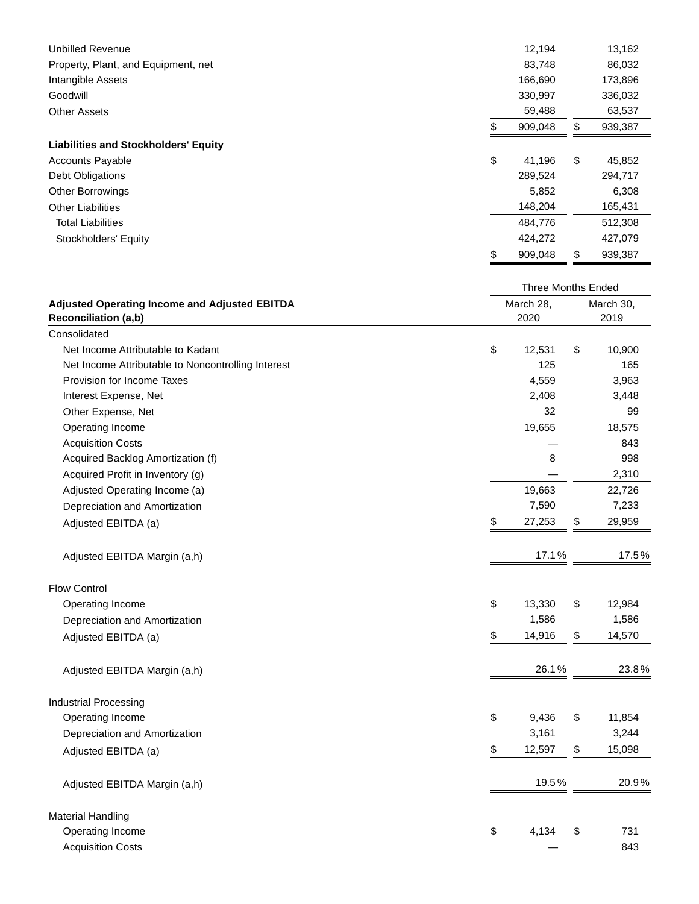| | | |
|---|---|---|
| Unbilled Revenue | 12,194 | 13,162 |
| Property, Plant, and Equipment, net | 83,748 | 86,032 |
| Intangible Assets | 166,690 | 173,896 |
| Goodwill | 330,997 | 336,032 |
| Other Assets | 59,488 | 63,537 |
| | $ 909,048 | $ 939,387 |
| **Liabilities and Stockholders' Equity** | | |
| Accounts Payable | $ 41,196 | $ 45,852 |
| Debt Obligations | 289,524 | 294,717 |
| Other Borrowings | 5,852 | 6,308 |
| Other Liabilities | 148,204 | 165,431 |
| Total Liabilities | 484,776 | 512,308 |
| Stockholders' Equity | 424,272 | 427,079 |
| | $ 909,048 | $ 939,387 |

| **Adjusted Operating Income and Adjusted EBITDA Reconciliation (a,b)** | Three Months Ended March 28, 2020 | Three Months Ended March 30, 2019 |
|---|---|---|
| Consolidated | | |
| Net Income Attributable to Kadant | $ 12,531 | $ 10,900 |
| Net Income Attributable to Noncontrolling Interest | 125 | 165 |
| Provision for Income Taxes | 4,559 | 3,963 |
| Interest Expense, Net | 2,408 | 3,448 |
| Other Expense, Net | 32 | 99 |
| Operating Income | 19,655 | 18,575 |
| Acquisition Costs | — | 843 |
| Acquired Backlog Amortization (f) | 8 | 998 |
| Acquired Profit in Inventory (g) | — | 2,310 |
| Adjusted Operating Income (a) | 19,663 | 22,726 |
| Depreciation and Amortization | 7,590 | 7,233 |
| Adjusted EBITDA (a) | $ 27,253 | $ 29,959 |
| Adjusted EBITDA Margin (a,h) | 17.1 % | 17.5 % |
| Flow Control | | |
| Operating Income | $ 13,330 | $ 12,984 |
| Depreciation and Amortization | 1,586 | 1,586 |
| Adjusted EBITDA (a) | $ 14,916 | $ 14,570 |
| Adjusted EBITDA Margin (a,h) | 26.1 % | 23.8 % |
| Industrial Processing | | |
| Operating Income | $ 9,436 | $ 11,854 |
| Depreciation and Amortization | 3,161 | 3,244 |
| Adjusted EBITDA (a) | $ 12,597 | $ 15,098 |
| Adjusted EBITDA Margin (a,h) | 19.5 % | 20.9 % |
| Material Handling | | |
| Operating Income | $ 4,134 | $ 731 |
| Acquisition Costs | — | 843 |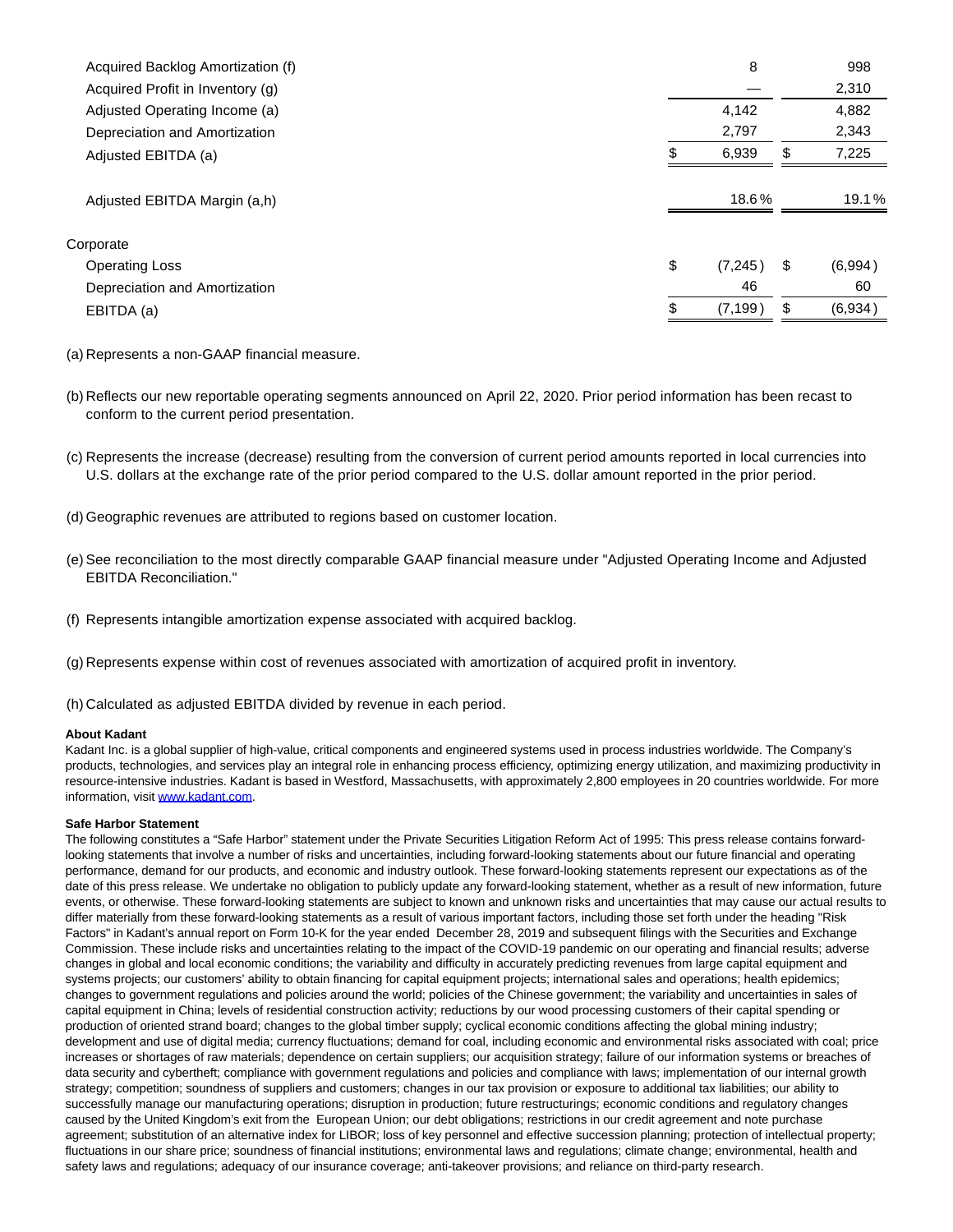| | | |
|---|---|---|
| Acquired Backlog Amortization (f) | 8 | 998 |
| Acquired Profit in Inventory (g) | — | 2,310 |
| Adjusted Operating Income (a) | 4,142 | 4,882 |
| Depreciation and Amortization | 2,797 | 2,343 |
| Adjusted EBITDA (a) | $ 6,939 | $ 7,225 |
| | | |
| Adjusted EBITDA Margin (a,h) | 18.6 % | 19.1 % |
| | | |
| Corporate | | |
| Operating Loss | $ (7,245 ) | $ (6,994 ) |
| Depreciation and Amortization | 46 | 60 |
| EBITDA (a) | $ (7,199 ) | $ (6,934 ) |

(a) Represents a non-GAAP financial measure.

(b) Reflects our new reportable operating segments announced on April 22, 2020. Prior period information has been recast to conform to the current period presentation.

(c) Represents the increase (decrease) resulting from the conversion of current period amounts reported in local currencies into U.S. dollars at the exchange rate of the prior period compared to the U.S. dollar amount reported in the prior period.

(d) Geographic revenues are attributed to regions based on customer location.

(e) See reconciliation to the most directly comparable GAAP financial measure under "Adjusted Operating Income and Adjusted EBITDA Reconciliation."

(f) Represents intangible amortization expense associated with acquired backlog.

(g) Represents expense within cost of revenues associated with amortization of acquired profit in inventory.

(h) Calculated as adjusted EBITDA divided by revenue in each period.

**About Kadant**

Kadant Inc. is a global supplier of high-value, critical components and engineered systems used in process industries worldwide. The Company's products, technologies, and services play an integral role in enhancing process efficiency, optimizing energy utilization, and maximizing productivity in resource-intensive industries. Kadant is based in Westford, Massachusetts, with approximately 2,800 employees in 20 countries worldwide. For more information, visit www.kadant.com.

**Safe Harbor Statement**

The following constitutes a "Safe Harbor" statement under the Private Securities Litigation Reform Act of 1995: This press release contains forward-looking statements that involve a number of risks and uncertainties, including forward-looking statements about our future financial and operating performance, demand for our products, and economic and industry outlook. These forward-looking statements represent our expectations as of the date of this press release. We undertake no obligation to publicly update any forward-looking statement, whether as a result of new information, future events, or otherwise. These forward-looking statements are subject to known and unknown risks and uncertainties that may cause our actual results to differ materially from these forward-looking statements as a result of various important factors, including those set forth under the heading "Risk Factors" in Kadant's annual report on Form 10-K for the year ended December 28, 2019 and subsequent filings with the Securities and Exchange Commission. These include risks and uncertainties relating to the impact of the COVID-19 pandemic on our operating and financial results; adverse changes in global and local economic conditions; the variability and difficulty in accurately predicting revenues from large capital equipment and systems projects; our customers' ability to obtain financing for capital equipment projects; international sales and operations; health epidemics; changes to government regulations and policies around the world; policies of the Chinese government; the variability and uncertainties in sales of capital equipment in China; levels of residential construction activity; reductions by our wood processing customers of their capital spending or production of oriented strand board; changes to the global timber supply; cyclical economic conditions affecting the global mining industry; development and use of digital media; currency fluctuations; demand for coal, including economic and environmental risks associated with coal; price increases or shortages of raw materials; dependence on certain suppliers; our acquisition strategy; failure of our information systems or breaches of data security and cybertheft; compliance with government regulations and policies and compliance with laws; implementation of our internal growth strategy; competition; soundness of suppliers and customers; changes in our tax provision or exposure to additional tax liabilities; our ability to successfully manage our manufacturing operations; disruption in production; future restructurings; economic conditions and regulatory changes caused by the United Kingdom's exit from the European Union; our debt obligations; restrictions in our credit agreement and note purchase agreement; substitution of an alternative index for LIBOR; loss of key personnel and effective succession planning; protection of intellectual property; fluctuations in our share price; soundness of financial institutions; environmental laws and regulations; climate change; environmental, health and safety laws and regulations; adequacy of our insurance coverage; anti-takeover provisions; and reliance on third-party research.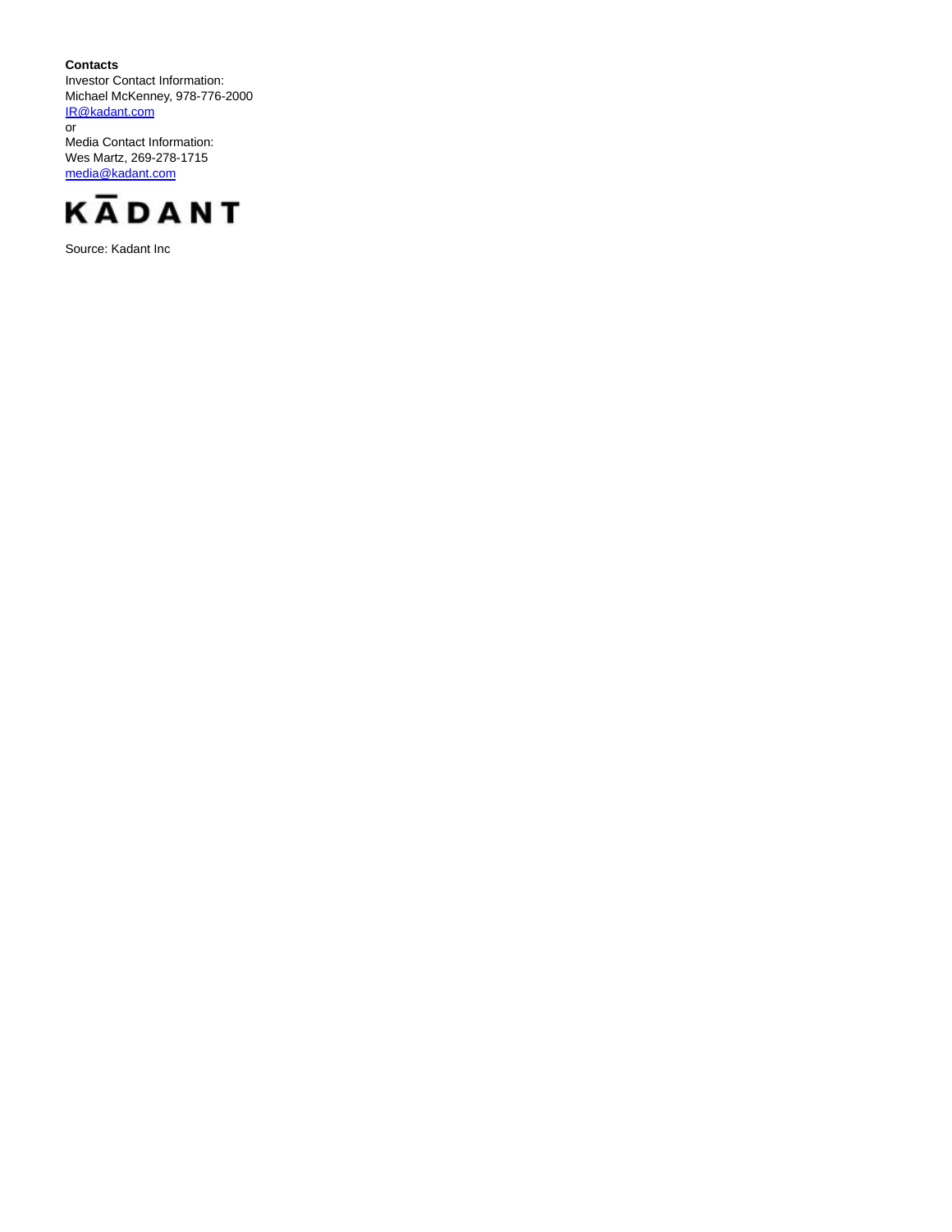**Contacts**

Investor Contact Information:
Michael McKenney, 978-776-2000
IR@kadant.com
or
Media Contact Information:
Wes Martz, 269-278-1715
media@kadant.com

KĀDANT

Source: Kadant Inc